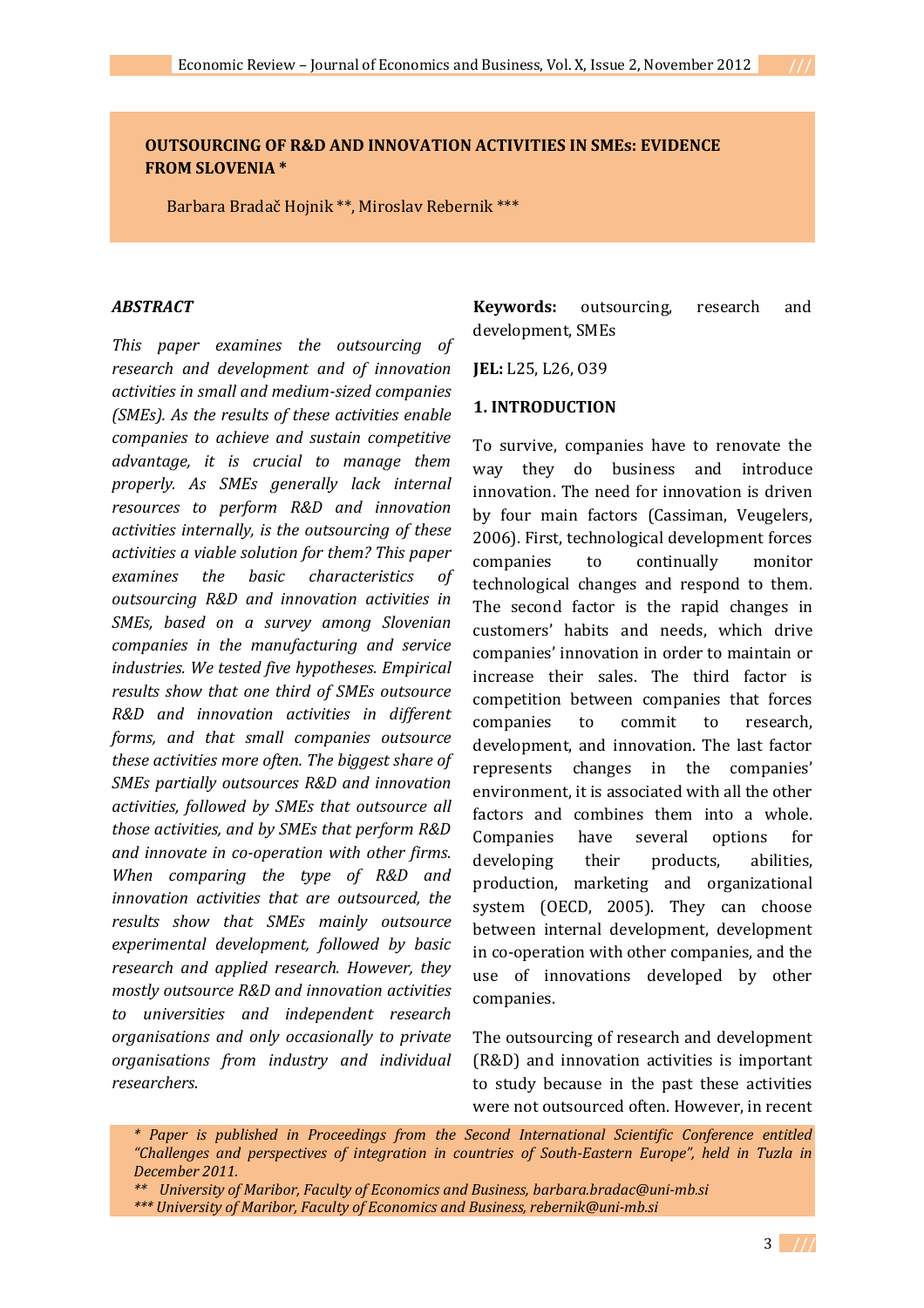# OUTSOURCING OF R&D AND INNOVATION ACTIVITIES IN SMEs: EVIDENCE FROM SLOVENIA *

Barbara Bradač Hojnik **, Miroslav Rebernik ***

## *ABSTRACT*

*This paper examines the outsourcing of research and development and of innovation activities in small and medium-sized companies (SMEs). As the results of these activities enable companies to achieve and sustain competitive advantage, it is crucial to manage them properly. As SMEs generally lack internal resources to perform R&D and innovation activities internally, is the outsourcing of these activities a viable solution for them? This paper examines the basic characteristics of outsourcing R&D and innovation activities in SMEs, based on a survey among Slovenian companies in the manufacturing and service industries. We tested five hypotheses. Empirical results show that one third of SMEs outsource R&D and innovation activities in different forms, and that small companies outsource these activities more often. The biggest share of SMEs partially outsources R&D and innovation activities, followed by SMEs that outsource all those activities, and by SMEs that perform R&D and innovate in co-operation with other firms. When comparing the type of R&D and innovation activities that are outsourced, the results show that SMEs mainly outsource experimental development, followed by basic research and applied research. However, they mostly outsource R&D and innovation activities to universities and independent research organisations and only occasionally to private organisations from industry and individual researchers.*

**Keywords:** outsourcing, research and development, SMEs

**JEL:** L25, L26, O39

## 1. INTRODUCTION

To survive, companies have to renovate the way they do business and introduce innovation. The need for innovation is driven by four main factors (Cassiman, Veugelers, 2006). First, technological development forces companies to continually monitor technological changes and respond to them. The second factor is the rapid changes in customers' habits and needs, which drive companies' innovation in order to maintain or increase their sales. The third factor is competition between companies that forces companies to commit to research, development, and innovation. The last factor represents changes in the companies' environment, it is associated with all the other factors and combines them into a whole. Companies have several options for developing their products, abilities, production, marketing and organizational system (OECD, 2005). They can choose between internal development, development in co-operation with other companies, and the use of innovations developed by other companies.

The outsourcing of research and development (R&D) and innovation activities is important to study because in the past these activities were not outsourced often. However, in recent

---

*\* Paper is published in Proceedings from the Second International Scientific Conference entitled "Challenges and perspectives of integration in countries of South-Eastern Europe", held in Tuzla in December 2011.*

*\*\* University of Maribor, Faculty of Economics and Business, barbara.bradac@uni-mb.si*

*\*\*\* University of Maribor, Faculty of Economics and Business, rebernik@uni-mb.si*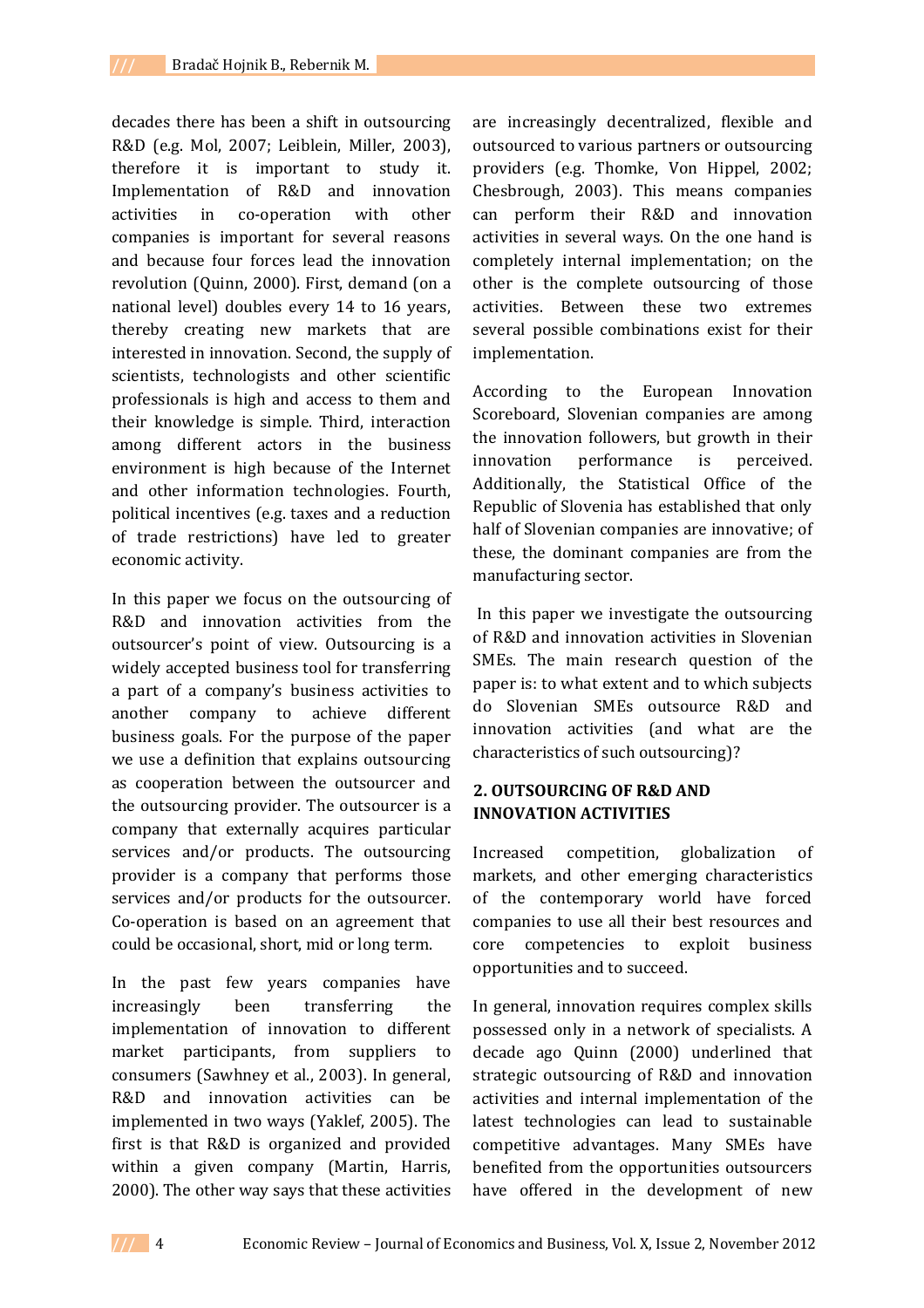decades there has been a shift in outsourcing R&D (e.g. Mol, 2007; Leiblein, Miller, 2003), therefore it is important to study it. Implementation of R&D and innovation activities in co-operation with other companies is important for several reasons and because four forces lead the innovation revolution (Quinn, 2000). First, demand (on a national level) doubles every 14 to 16 years, thereby creating new markets that are interested in innovation. Second, the supply of scientists, technologists and other scientific professionals is high and access to them and their knowledge is simple. Third, interaction among different actors in the business environment is high because of the Internet and other information technologies. Fourth, political incentives (e.g. taxes and a reduction of trade restrictions) have led to greater economic activity.

In this paper we focus on the outsourcing of R&D and innovation activities from the outsourcer's point of view. Outsourcing is a widely accepted business tool for transferring a part of a company's business activities to another company to achieve different business goals. For the purpose of the paper we use a definition that explains outsourcing as cooperation between the outsourcer and the outsourcing provider. The outsourcer is a company that externally acquires particular services and/or products. The outsourcing provider is a company that performs those services and/or products for the outsourcer. Co-operation is based on an agreement that could be occasional, short, mid or long term.

In the past few years companies have increasingly been transferring the implementation of innovation to different market participants, from suppliers to consumers (Sawhney et al., 2003). In general, R&D and innovation activities can be implemented in two ways (Yaklef, 2005). The first is that R&D is organized and provided within a given company (Martin, Harris, 2000). The other way says that these activities are increasingly decentralized, flexible and outsourced to various partners or outsourcing providers (e.g. Thomke, Von Hippel, 2002; Chesbrough, 2003). This means companies can perform their R&D and innovation activities in several ways. On the one hand is completely internal implementation; on the other is the complete outsourcing of those activities. Between these two extremes several possible combinations exist for their implementation.

According to the European Innovation Scoreboard, Slovenian companies are among the innovation followers, but growth in their innovation performance is perceived. Additionally, the Statistical Office of the Republic of Slovenia has established that only half of Slovenian companies are innovative; of these, the dominant companies are from the manufacturing sector.

In this paper we investigate the outsourcing of R&D and innovation activities in Slovenian SMEs. The main research question of the paper is: to what extent and to which subjects do Slovenian SMEs outsource R&D and innovation activities (and what are the characteristics of such outsourcing)?

## 2. OUTSOURCING OF R&D AND INNOVATION ACTIVITIES

Increased competition, globalization of markets, and other emerging characteristics of the contemporary world have forced companies to use all their best resources and core competencies to exploit business opportunities and to succeed.

In general, innovation requires complex skills possessed only in a network of specialists. A decade ago Quinn (2000) underlined that strategic outsourcing of R&D and innovation activities and internal implementation of the latest technologies can lead to sustainable competitive advantages. Many SMEs have benefited from the opportunities outsourcers have offered in the development of new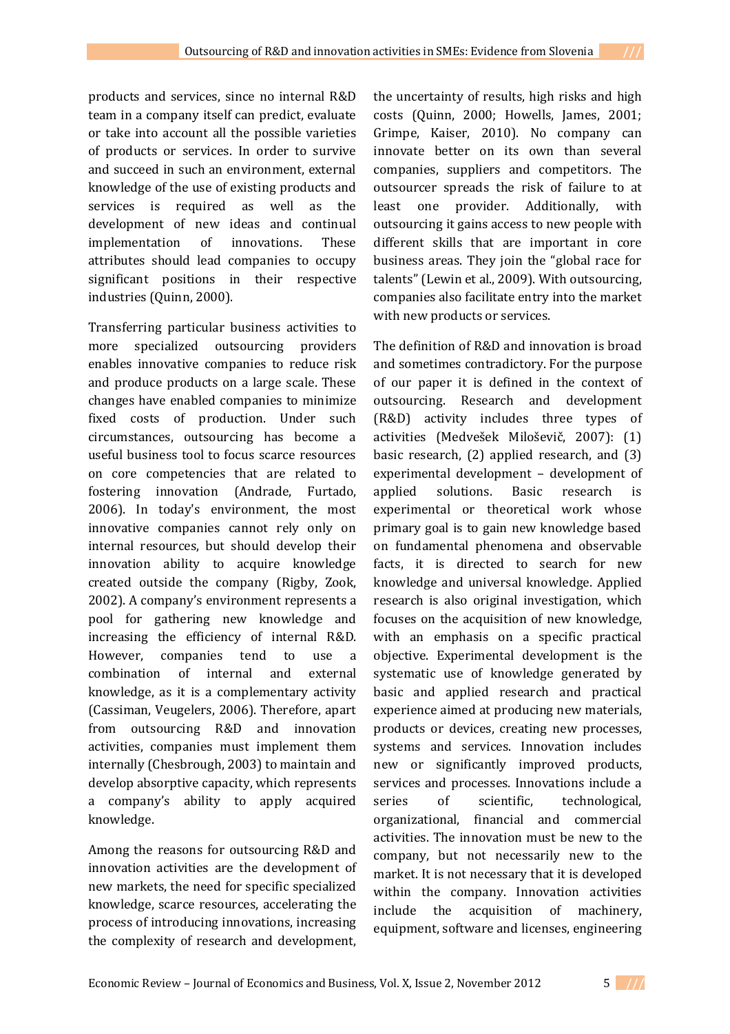products and services, since no internal R&D team in a company itself can predict, evaluate or take into account all the possible varieties of products or services. In order to survive and succeed in such an environment, external knowledge of the use of existing products and services is required as well as the development of new ideas and continual implementation of innovations. These attributes should lead companies to occupy significant positions in their respective industries (Quinn, 2000).

Transferring particular business activities to more specialized outsourcing providers enables innovative companies to reduce risk and produce products on a large scale. These changes have enabled companies to minimize fixed costs of production. Under such circumstances, outsourcing has become a useful business tool to focus scarce resources on core competencies that are related to fostering innovation (Andrade, Furtado, 2006). In today's environment, the most innovative companies cannot rely only on internal resources, but should develop their innovation ability to acquire knowledge created outside the company (Rigby, Zook, 2002). A company's environment represents a pool for gathering new knowledge and increasing the efficiency of internal R&D. However, companies tend to use a combination of internal and external knowledge, as it is a complementary activity (Cassiman, Veugelers, 2006). Therefore, apart from outsourcing R&D and innovation activities, companies must implement them internally (Chesbrough, 2003) to maintain and develop absorptive capacity, which represents a company's ability to apply acquired knowledge.

Among the reasons for outsourcing R&D and innovation activities are the development of new markets, the need for specific specialized knowledge, scarce resources, accelerating the process of introducing innovations, increasing the complexity of research and development, the uncertainty of results, high risks and high costs (Quinn, 2000; Howells, James, 2001; Grimpe, Kaiser, 2010). No company can innovate better on its own than several companies, suppliers and competitors. The outsourcer spreads the risk of failure to at least one provider. Additionally, with outsourcing it gains access to new people with different skills that are important in core business areas. They join the "global race for talents" (Lewin et al., 2009). With outsourcing, companies also facilitate entry into the market with new products or services.

The definition of R&D and innovation is broad and sometimes contradictory. For the purpose of our paper it is defined in the context of outsourcing. Research and development (R&D) activity includes three types of activities (Medvešek Miloševič, 2007): (1) basic research, (2) applied research, and (3) experimental development – development of applied solutions. Basic research is experimental or theoretical work whose primary goal is to gain new knowledge based on fundamental phenomena and observable facts, it is directed to search for new knowledge and universal knowledge. Applied research is also original investigation, which focuses on the acquisition of new knowledge, with an emphasis on a specific practical objective. Experimental development is the systematic use of knowledge generated by basic and applied research and practical experience aimed at producing new materials, products or devices, creating new processes, systems and services. Innovation includes new or significantly improved products, services and processes. Innovations include a series of scientific, technological, organizational, financial and commercial activities. The innovation must be new to the company, but not necessarily new to the market. It is not necessary that it is developed within the company. Innovation activities include the acquisition of machinery, equipment, software and licenses, engineering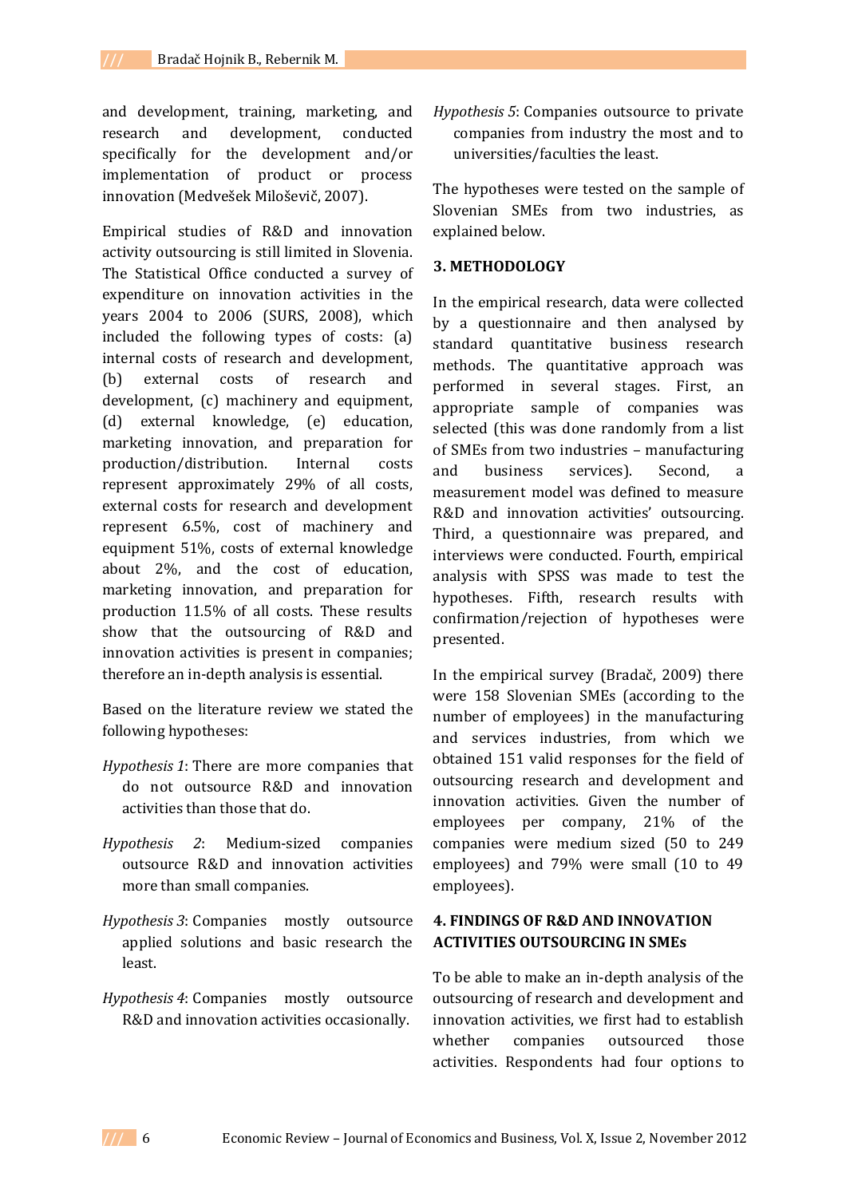and development, training, marketing, and research and development, conducted specifically for the development and/or implementation of product or process innovation (Medvešek Miloševič, 2007).

Empirical studies of R&D and innovation activity outsourcing is still limited in Slovenia. The Statistical Office conducted a survey of expenditure on innovation activities in the years 2004 to 2006 (SURS, 2008), which included the following types of costs: (a) internal costs of research and development, (b) external costs of research and development, (c) machinery and equipment, (d) external knowledge, (e) education, marketing innovation, and preparation for production/distribution. Internal costs represent approximately 29% of all costs, external costs for research and development represent 6.5%, cost of machinery and equipment 51%, costs of external knowledge about 2%, and the cost of education, marketing innovation, and preparation for production 11.5% of all costs. These results show that the outsourcing of R&D and innovation activities is present in companies; therefore an in-depth analysis is essential.

Based on the literature review we stated the following hypotheses:

*Hypothesis 1*: There are more companies that do not outsource R&D and innovation activities than those that do.

*Hypothesis 2*: Medium-sized companies outsource R&D and innovation activities more than small companies.

*Hypothesis 3*: Companies mostly outsource applied solutions and basic research the least.

*Hypothesis 4*: Companies mostly outsource R&D and innovation activities occasionally.

*Hypothesis 5*: Companies outsource to private companies from industry the most and to universities/faculties the least.

The hypotheses were tested on the sample of Slovenian SMEs from two industries, as explained below.

## 3. METHODOLOGY

In the empirical research, data were collected by a questionnaire and then analysed by standard quantitative business research methods. The quantitative approach was performed in several stages. First, an appropriate sample of companies was selected (this was done randomly from a list of SMEs from two industries – manufacturing and business services). Second, a measurement model was defined to measure R&D and innovation activities' outsourcing. Third, a questionnaire was prepared, and interviews were conducted. Fourth, empirical analysis with SPSS was made to test the hypotheses. Fifth, research results with confirmation/rejection of hypotheses were presented.

In the empirical survey (Bradač, 2009) there were 158 Slovenian SMEs (according to the number of employees) in the manufacturing and services industries, from which we obtained 151 valid responses for the field of outsourcing research and development and innovation activities. Given the number of employees per company, 21% of the companies were medium sized (50 to 249 employees) and 79% were small (10 to 49 employees).

## 4. FINDINGS OF R&D AND INNOVATION ACTIVITIES OUTSOURCING IN SMEs

To be able to make an in-depth analysis of the outsourcing of research and development and innovation activities, we first had to establish whether companies outsourced those activities. Respondents had four options to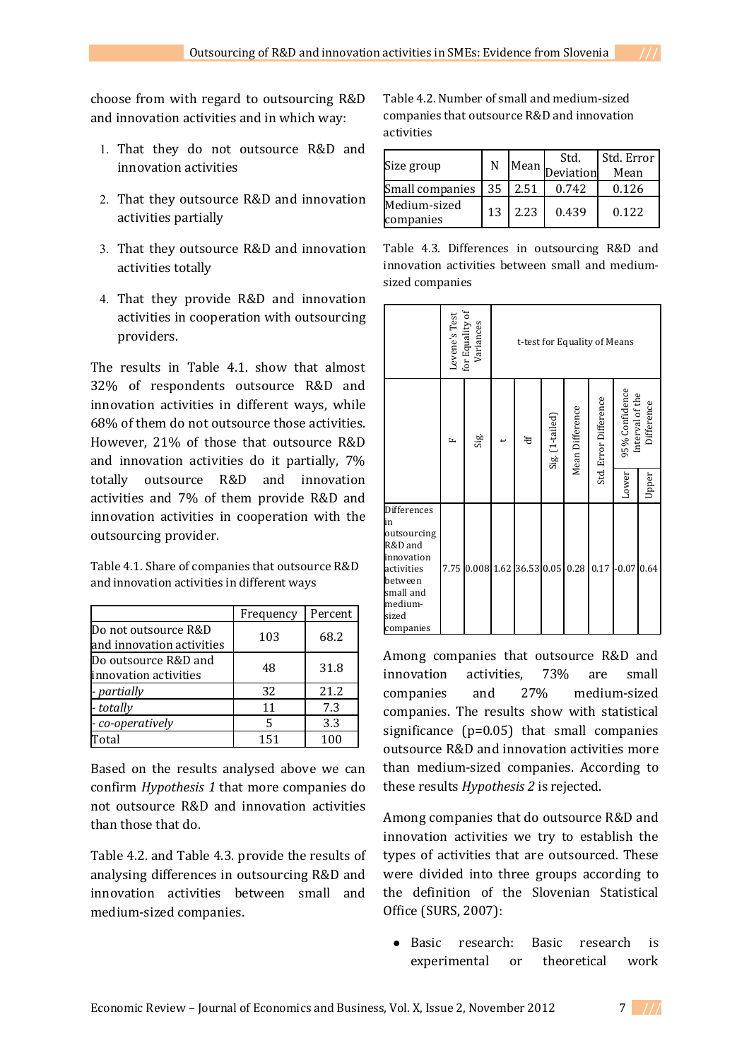choose from with regard to outsourcing R&D and innovation activities and in which way:

1. That they do not outsource R&D and innovation activities
2. That they outsource R&D and innovation activities partially
3. That they outsource R&D and innovation activities totally
4. That they provide R&D and innovation activities in cooperation with outsourcing providers.

The results in Table 4.1. show that almost 32% of respondents outsource R&D and innovation activities in different ways, while 68% of them do not outsource those activities. However, 21% of those that outsource R&D and innovation activities do it partially, 7% totally outsource R&D and innovation activities and 7% of them provide R&D and innovation activities in cooperation with the outsourcing provider.

Table 4.1. Share of companies that outsource R&D and innovation activities in different ways

| | Frequency | Percent |
|---|---|---|
| Do not outsource R&D and innovation activities | 103 | 68.2 |
| Do outsource R&D and innovation activities | 48 | 31.8 |
| *- partially* | 32 | 21.2 |
| *- totally* | 11 | 7.3 |
| *- co-operatively* | 5 | 3.3 |
| Total | 151 | 100 |

Based on the results analysed above we can confirm *Hypothesis 1* that more companies do not outsource R&D and innovation activities than those that do.

Table 4.2. and Table 4.3. provide the results of analysing differences in outsourcing R&D and innovation activities between small and medium-sized companies.

Table 4.2. Number of small and medium-sized companies that outsource R&D and innovation activities

| Size group | N | Mean | Std. Deviation | Std. Error Mean |
|---|---|---|---|---|
| Small companies | 35 | 2.51 | 0.742 | 0.126 |
| Medium-sized companies | 13 | 2.23 | 0.439 | 0.122 |

Table 4.3. Differences in outsourcing R&D and innovation activities between small and medium-sized companies

| | Levene's Test for Equality of Variances | | t-test for Equality of Means | | | | | | |
|---|---|---|---|---|---|---|---|---|---|
| | F | Sig. | t | df | Sig. (1-tailed) | Mean Difference | Std. Error Difference | 95% Confidence Interval of the Difference | |
| | | | | | | | | Lower | Upper |
| Differences in outsourcing R&D and innovation activities between small and medium-sized companies | 7.75 | 0.008 | 1.62 | 36.53 | 0.05 | 0.28 | 0.17 | -0.07 | 0.64 |

Among companies that outsource R&D and innovation activities, 73% are small companies and 27% medium-sized companies. The results show with statistical significance ($p=0.05$) that small companies outsource R&D and innovation activities more than medium-sized companies. According to these results *Hypothesis 2* is rejected.

Among companies that do outsource R&D and innovation activities we try to establish the types of activities that are outsourced. These were divided into three groups according to the definition of the Slovenian Statistical Office (SURS, 2007):

- Basic research: Basic research is experimental or theoretical work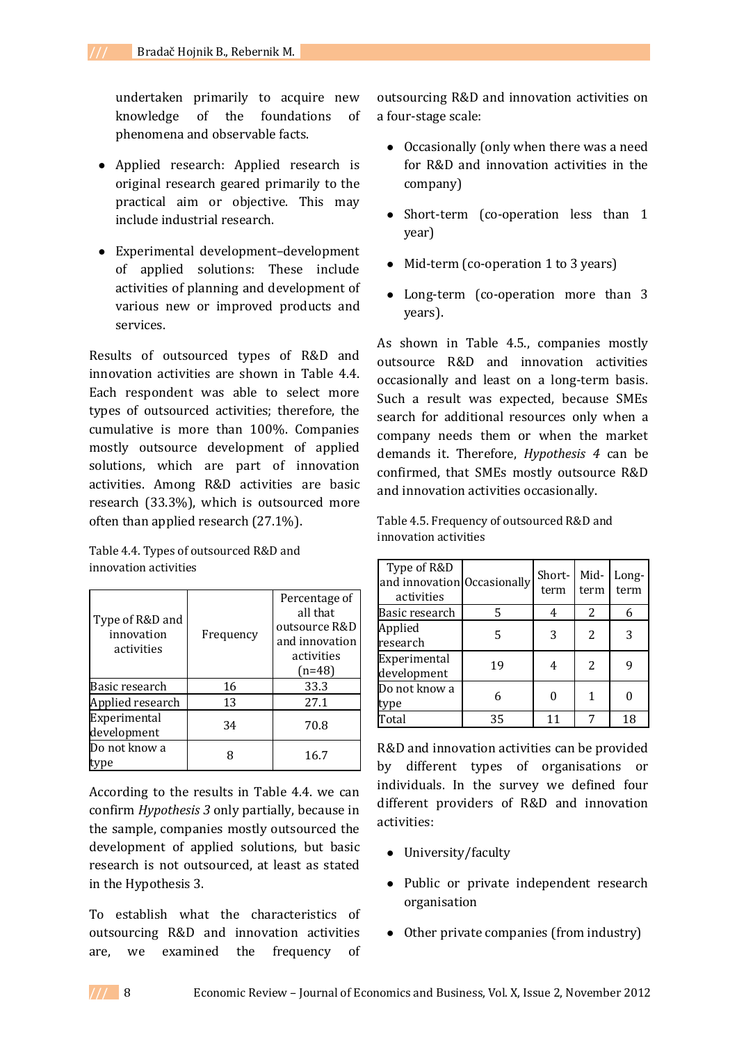undertaken primarily to acquire new knowledge of the foundations of phenomena and observable facts.

- Applied research: Applied research is original research geared primarily to the practical aim or objective. This may include industrial research.
- Experimental development–development of applied solutions: These include activities of planning and development of various new or improved products and services.

Results of outsourced types of R&D and innovation activities are shown in Table 4.4. Each respondent was able to select more types of outsourced activities; therefore, the cumulative is more than 100%. Companies mostly outsource development of applied solutions, which are part of innovation activities. Among R&D activities are basic research (33.3%), which is outsourced more often than applied research (27.1%).

Table 4.4. Types of outsourced R&D and innovation activities

| Type of R&D and innovation activities | Frequency | Percentage of all that outsource R&D and innovation activities (n=48) |
|---|---|---|
| Basic research | 16 | 33.3 |
| Applied research | 13 | 27.1 |
| Experimental development | 34 | 70.8 |
| Do not know a type | 8 | 16.7 |

According to the results in Table 4.4. we can confirm *Hypothesis 3* only partially, because in the sample, companies mostly outsourced the development of applied solutions, but basic research is not outsourced, at least as stated in the Hypothesis 3.

To establish what the characteristics of outsourcing R&D and innovation activities are, we examined the frequency of outsourcing R&D and innovation activities on a four-stage scale:

- Occasionally (only when there was a need for R&D and innovation activities in the company)
- Short-term (co-operation less than 1 year)
- Mid-term (co-operation 1 to 3 years)
- Long-term (co-operation more than 3 years).

As shown in Table 4.5., companies mostly outsource R&D and innovation activities occasionally and least on a long-term basis. Such a result was expected, because SMEs search for additional resources only when a company needs them or when the market demands it. Therefore, *Hypothesis 4* can be confirmed, that SMEs mostly outsource R&D and innovation activities occasionally.

Table 4.5. Frequency of outsourced R&D and innovation activities

| Type of R&D and innovation activities | Occasionally | Short-term | Mid-term | Long-term |
|---|---|---|---|---|
| Basic research | 5 | 4 | 2 | 6 |
| Applied research | 5 | 3 | 2 | 3 |
| Experimental development | 19 | 4 | 2 | 9 |
| Do not know a type | 6 | 0 | 1 | 0 |
| Total | 35 | 11 | 7 | 18 |

R&D and innovation activities can be provided by different types of organisations or individuals. In the survey we defined four different providers of R&D and innovation activities:

- University/faculty
- Public or private independent research organisation
- Other private companies (from industry)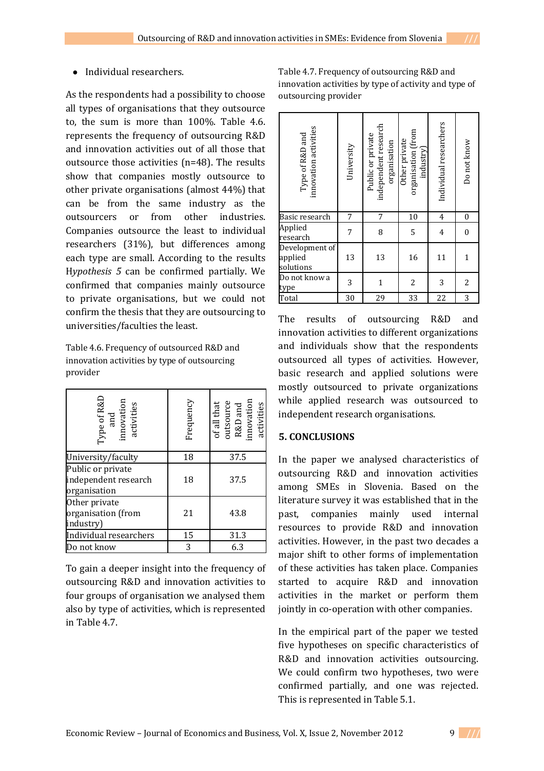- Individual researchers.

As the respondents had a possibility to choose all types of organisations that they outsource to, the sum is more than 100%. Table 4.6. represents the frequency of outsourcing R&D and innovation activities out of all those that outsource those activities (n=48). The results show that companies mostly outsource to other private organisations (almost 44%) that can be from the same industry as the outsourcers or from other industries. Companies outsource the least to individual researchers (31%), but differences among each type are small. According to the results H*ypothesis 5* can be confirmed partially. We confirmed that companies mainly outsource to private organisations, but we could not confirm the thesis that they are outsourcing to universities/faculties the least.

Table 4.6. Frequency of outsourced R&D and innovation activities by type of outsourcing provider

| Type of R&D and innovation activities | Frequency | of all that outsource R&D and innovation activities |
|---|---|---|
| University/faculty | 18 | 37.5 |
| Public or private independent research organisation | 18 | 37.5 |
| Other private organisation (from industry) | 21 | 43.8 |
| Individual researchers | 15 | 31.3 |
| Do not know | 3 | 6.3 |

To gain a deeper insight into the frequency of outsourcing R&D and innovation activities to four groups of organisation we analysed them also by type of activities, which is represented in Table 4.7.

Table 4.7. Frequency of outsourcing R&D and innovation activities by type of activity and type of outsourcing provider

| Type of R&D and innovation activities | University | Public or private independent research organisation | Other private organisation (from industry) | Individual researchers | Do not know |
|---|---|---|---|---|---|
| Basic research | 7 | 7 | 10 | 4 | 0 |
| Applied research | 7 | 8 | 5 | 4 | 0 |
| Development of applied solutions | 13 | 13 | 16 | 11 | 1 |
| Do not know a type | 3 | 1 | 2 | 3 | 2 |
| Total | 30 | 29 | 33 | 22 | 3 |

The results of outsourcing R&D and innovation activities to different organizations and individuals show that the respondents outsourced all types of activities. However, basic research and applied solutions were mostly outsourced to private organizations while applied research was outsourced to independent research organisations.

## 5. CONCLUSIONS

In the paper we analysed characteristics of outsourcing R&D and innovation activities among SMEs in Slovenia. Based on the literature survey it was established that in the past, companies mainly used internal resources to provide R&D and innovation activities. However, in the past two decades a major shift to other forms of implementation of these activities has taken place. Companies started to acquire R&D and innovation activities in the market or perform them jointly in co-operation with other companies.

In the empirical part of the paper we tested five hypotheses on specific characteristics of R&D and innovation activities outsourcing. We could confirm two hypotheses, two were confirmed partially, and one was rejected. This is represented in Table 5.1.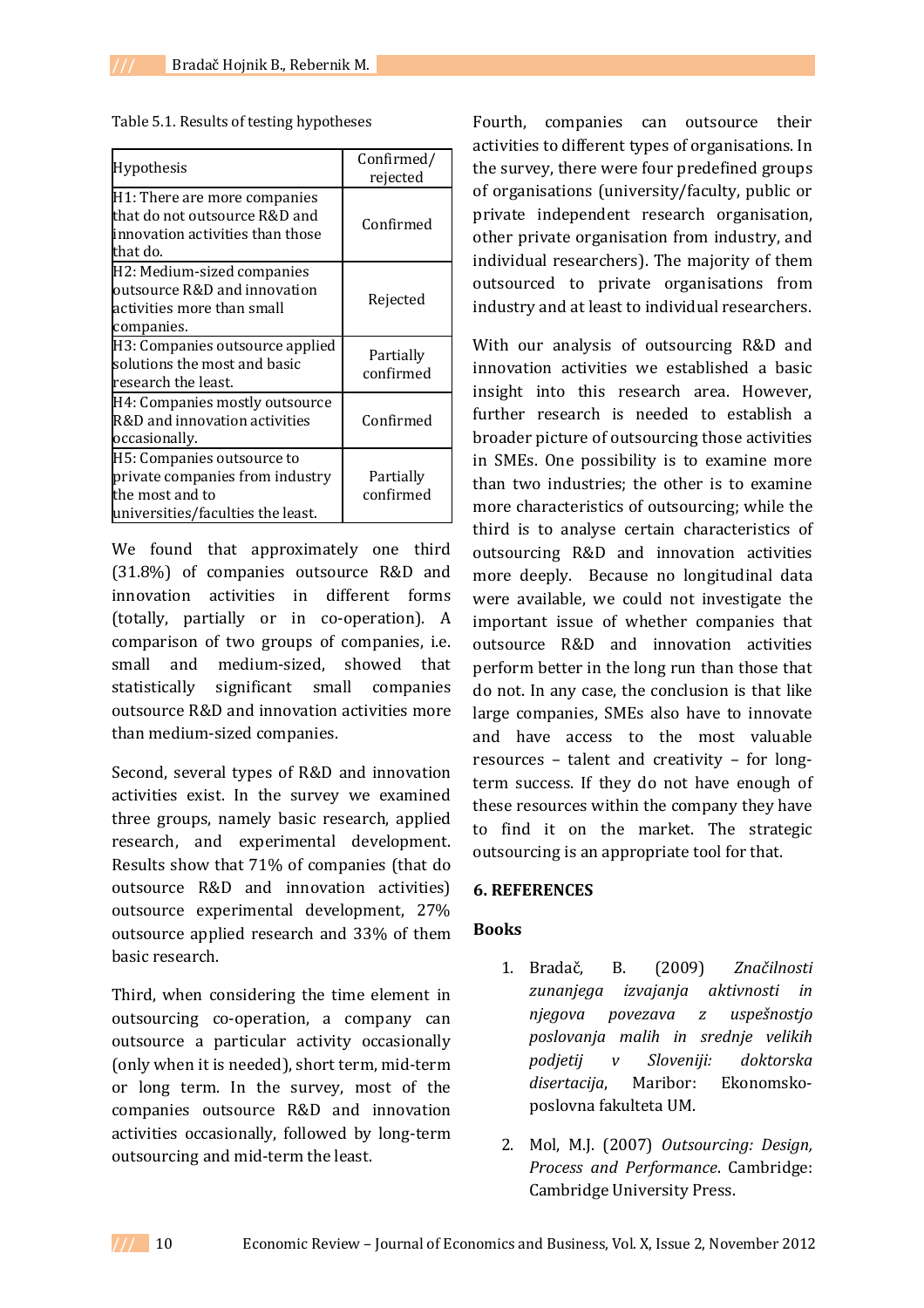Table 5.1. Results of testing hypotheses

| Hypothesis | Confirmed/ rejected |
| --- | --- |
| H1: There are more companies that do not outsource R&D and innovation activities than those that do. | Confirmed |
| H2: Medium-sized companies outsource R&D and innovation activities more than small companies. | Rejected |
| H3: Companies outsource applied solutions the most and basic research the least. | Partially confirmed |
| H4: Companies mostly outsource R&D and innovation activities occasionally. | Confirmed |
| H5: Companies outsource to private companies from industry the most and to universities/faculties the least. | Partially confirmed |

We found that approximately one third (31.8%) of companies outsource R&D and innovation activities in different forms (totally, partially or in co-operation). A comparison of two groups of companies, i.e. small and medium-sized, showed that statistically significant small companies outsource R&D and innovation activities more than medium-sized companies.

Second, several types of R&D and innovation activities exist. In the survey we examined three groups, namely basic research, applied research, and experimental development. Results show that 71% of companies (that do outsource R&D and innovation activities) outsource experimental development, 27% outsource applied research and 33% of them basic research.

Third, when considering the time element in outsourcing co-operation, a company can outsource a particular activity occasionally (only when it is needed), short term, mid-term or long term. In the survey, most of the companies outsource R&D and innovation activities occasionally, followed by long-term outsourcing and mid-term the least.

Fourth, companies can outsource their activities to different types of organisations. In the survey, there were four predefined groups of organisations (university/faculty, public or private independent research organisation, other private organisation from industry, and individual researchers). The majority of them outsourced to private organisations from industry and at least to individual researchers.

With our analysis of outsourcing R&D and innovation activities we established a basic insight into this research area. However, further research is needed to establish a broader picture of outsourcing those activities in SMEs. One possibility is to examine more than two industries; the other is to examine more characteristics of outsourcing; while the third is to analyse certain characteristics of outsourcing R&D and innovation activities more deeply. Because no longitudinal data were available, we could not investigate the important issue of whether companies that outsource R&D and innovation activities perform better in the long run than those that do not. In any case, the conclusion is that like large companies, SMEs also have to innovate and have access to the most valuable resources – talent and creativity – for long-term success. If they do not have enough of these resources within the company they have to find it on the market. The strategic outsourcing is an appropriate tool for that.

## 6. REFERENCES

### Books

1. Bradač, B. (2009) *Značilnosti zunanjega izvajanja aktivnosti in njegova povezava z uspešnostjo poslovanja malih in srednje velikih podjetij v Sloveniji: doktorska disertacija*, Maribor: Ekonomsko-poslovna fakulteta UM.
2. Mol, M.J. (2007) *Outsourcing: Design, Process and Performance*. Cambridge: Cambridge University Press.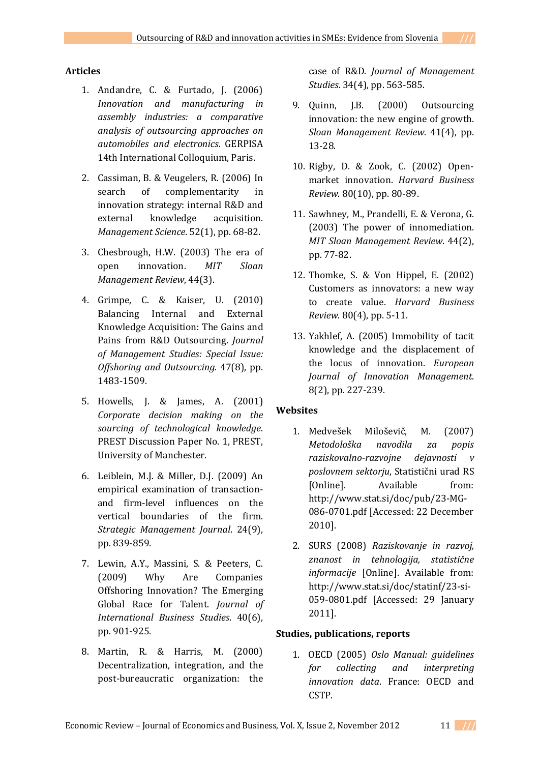### Articles

1. Andandre, C. & Furtado, J. (2006) *Innovation and manufacturing in assembly industries: a comparative analysis of outsourcing approaches on automobiles and electronics*. GERPISA 14th International Colloquium, Paris.

2. Cassiman, B. & Veugelers, R. (2006) In search of complementarity in innovation strategy: internal R&D and external knowledge acquisition. *Management Science*. 52(1), pp. 68-82.

3. Chesbrough, H.W. (2003) The era of open innovation. *MIT Sloan Management Review*, 44(3).

4. Grimpe, C. & Kaiser, U. (2010) Balancing Internal and External Knowledge Acquisition: The Gains and Pains from R&D Outsourcing. *Journal of Management Studies: Special Issue: Offshoring and Outsourcing*. 47(8), pp. 1483-1509.

5. Howells, J. & James, A. (2001) *Corporate decision making on the sourcing of technological knowledge*. PREST Discussion Paper No. 1, PREST, University of Manchester.

6. Leiblein, M.J. & Miller, D.J. (2009) An empirical examination of transaction- and firm-level influences on the vertical boundaries of the firm. *Strategic Management Journal*. 24(9), pp. 839-859.

7. Lewin, A.Y., Massini, S. & Peeters, C. (2009) Why Are Companies Offshoring Innovation? The Emerging Global Race for Talent. *Journal of International Business Studies*. 40(6), pp. 901-925.

8. Martin, R. & Harris, M. (2000) Decentralization, integration, and the post-bureaucratic organization: the case of R&D. *Journal of Management Studies*. 34(4), pp. 563-585.

9. Quinn, J.B. (2000) Outsourcing innovation: the new engine of growth. *Sloan Management Review*. 41(4), pp. 13-28.

10. Rigby, D. & Zook, C. (2002) Open-market innovation. *Harvard Business Review*. 80(10), pp. 80-89.

11. Sawhney, M., Prandelli, E. & Verona, G. (2003) The power of innomediation. *MIT Sloan Management Review*. 44(2), pp. 77-82.

12. Thomke, S. & Von Hippel, E. (2002) Customers as innovators: a new way to create value. *Harvard Business Review*. 80(4), pp. 5-11.

13. Yakhlef, A. (2005) Immobility of tacit knowledge and the displacement of the locus of innovation. *European Journal of Innovation Management*. 8(2), pp. 227-239.

### Websites

1. Medvešek Miloševič, M. (2007) *Metodološka navodila za popis raziskovalno-razvojne dejavnosti v poslovnem sektorju*, Statistični urad RS [Online]. Available from: http://www.stat.si/doc/pub/23-MG-086-0701.pdf [Accessed: 22 December 2010].

2. SURS (2008) *Raziskovanje in razvoj, znanost in tehnologija, statistične informacije* [Online]. Available from: http://www.stat.si/doc/statinf/23-si-059-0801.pdf [Accessed: 29 January 2011].

### Studies, publications, reports

1. OECD (2005) *Oslo Manual: guidelines for collecting and interpreting innovation data*. France: OECD and CSTP.